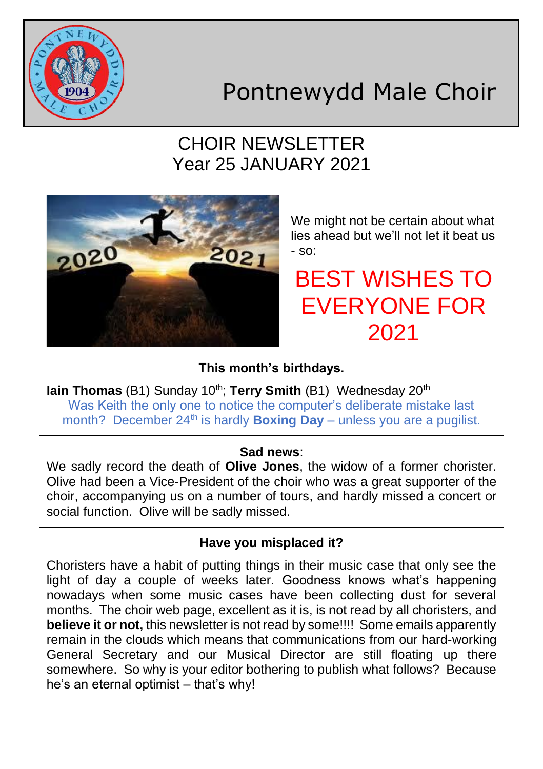# Pontnewydd Male Choir

## CHOIR NEWSLETTER
## Year 25 JANUARY 2021

We might not be certain about what lies ahead but we'll not let it beat us - so:

**BEST WISHES TO EVERYONE FOR 2021**

### This month's birthdays.

**Iain Thomas** (B1) Sunday 10th; **Terry Smith** (B1) Wednesday 20th

Was Keith the only one to notice the computer's deliberate mistake last month? December 24th is hardly **Boxing Day** – unless you are a pugilist.

### Sad news:

We sadly record the death of **Olive Jones**, the widow of a former chorister. Olive had been a Vice-President of the choir who was a great supporter of the choir, accompanying us on a number of tours, and hardly missed a concert or social function. Olive will be sadly missed.

### Have you misplaced it?

Choristers have a habit of putting things in their music case that only see the light of day a couple of weeks later. Goodness knows what's happening nowadays when some music cases have been collecting dust for several months. The choir web page, excellent as it is, is not read by all choristers, and **believe it or not,** this newsletter is not read by some!!!! Some emails apparently remain in the clouds which means that communications from our hard-working General Secretary and our Musical Director are still floating up there somewhere. So why is your editor bothering to publish what follows? Because he's an eternal optimist – that's why!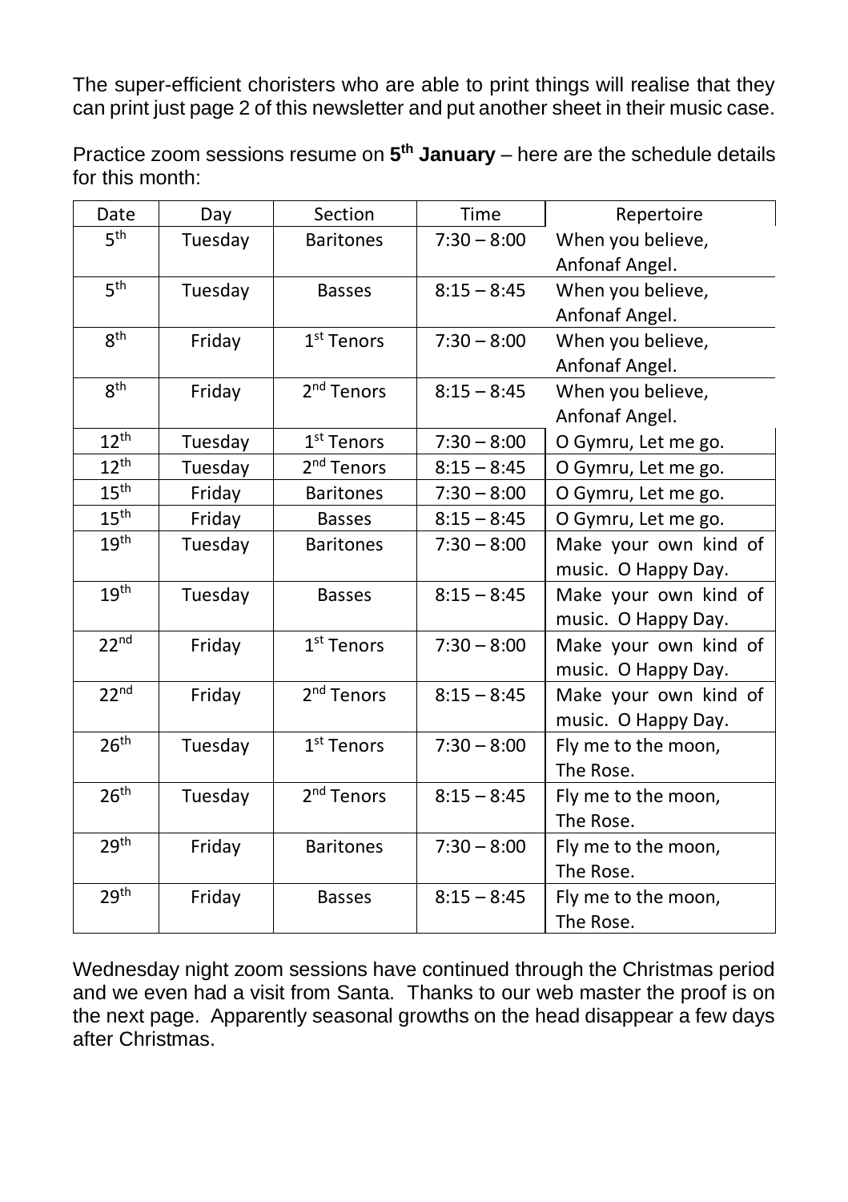The super-efficient choristers who are able to print things will realise that they can print just page 2 of this newsletter and put another sheet in their music case.

Practice zoom sessions resume on **5th January** – here are the schedule details for this month:

| Date | Day | Section | Time | Repertoire |
|---|---|---|---|---|
| 5th | Tuesday | Baritones | 7:30 – 8:00 | When you believe, Anfonaf Angel. |
| 5th | Tuesday | Basses | 8:15 – 8:45 | When you believe, Anfonaf Angel. |
| 8th | Friday | 1st Tenors | 7:30 – 8:00 | When you believe, Anfonaf Angel. |
| 8th | Friday | 2nd Tenors | 8:15 – 8:45 | When you believe, Anfonaf Angel. |
| 12th | Tuesday | 1st Tenors | 7:30 – 8:00 | O Gymru, Let me go. |
| 12th | Tuesday | 2nd Tenors | 8:15 – 8:45 | O Gymru, Let me go. |
| 15th | Friday | Baritones | 7:30 – 8:00 | O Gymru, Let me go. |
| 15th | Friday | Basses | 8:15 – 8:45 | O Gymru, Let me go. |
| 19th | Tuesday | Baritones | 7:30 – 8:00 | Make your own kind of music. O Happy Day. |
| 19th | Tuesday | Basses | 8:15 – 8:45 | Make your own kind of music. O Happy Day. |
| 22nd | Friday | 1st Tenors | 7:30 – 8:00 | Make your own kind of music. O Happy Day. |
| 22nd | Friday | 2nd Tenors | 8:15 – 8:45 | Make your own kind of music. O Happy Day. |
| 26th | Tuesday | 1st Tenors | 7:30 – 8:00 | Fly me to the moon, The Rose. |
| 26th | Tuesday | 2nd Tenors | 8:15 – 8:45 | Fly me to the moon, The Rose. |
| 29th | Friday | Baritones | 7:30 – 8:00 | Fly me to the moon, The Rose. |
| 29th | Friday | Basses | 8:15 – 8:45 | Fly me to the moon, The Rose. |

Wednesday night zoom sessions have continued through the Christmas period and we even had a visit from Santa. Thanks to our web master the proof is on the next page. Apparently seasonal growths on the head disappear a few days after Christmas.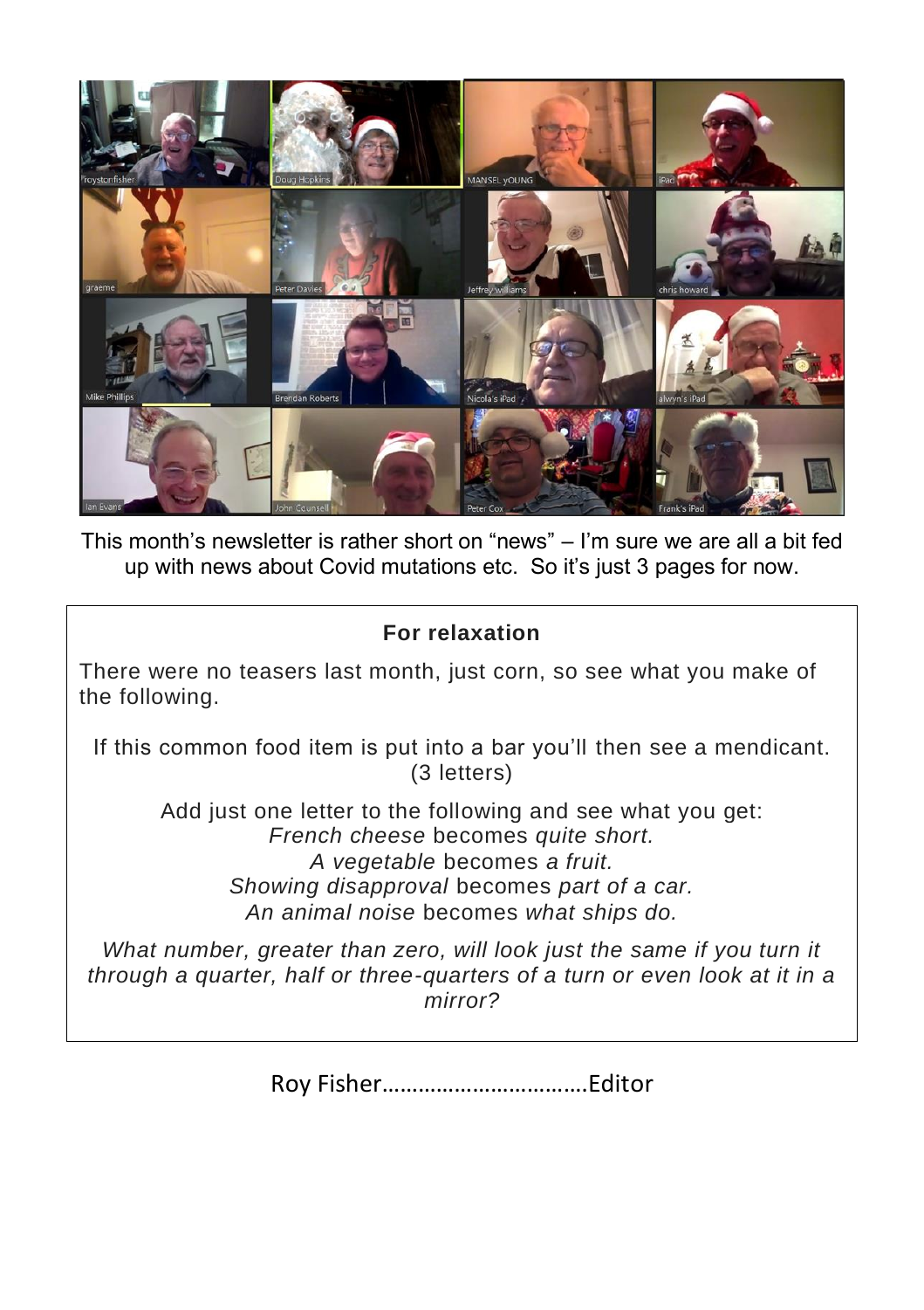This month's newsletter is rather short on "news" – I'm sure we are all a bit fed up with news about Covid mutations etc. So it's just 3 pages for now.

## For relaxation

There were no teasers last month, just corn, so see what you make of the following.

If this common food item is put into a bar you'll then see a mendicant. (3 letters)

Add just one letter to the following and see what you get:
*French cheese* becomes *quite short.*
*A vegetable* becomes *a fruit.*
*Showing disapproval* becomes *part of a car.*
*An animal noise* becomes *what ships do.*

*What number, greater than zero, will look just the same if you turn it through a quarter, half or three-quarters of a turn or even look at it in a mirror?*

Roy Fisher……………………………Editor